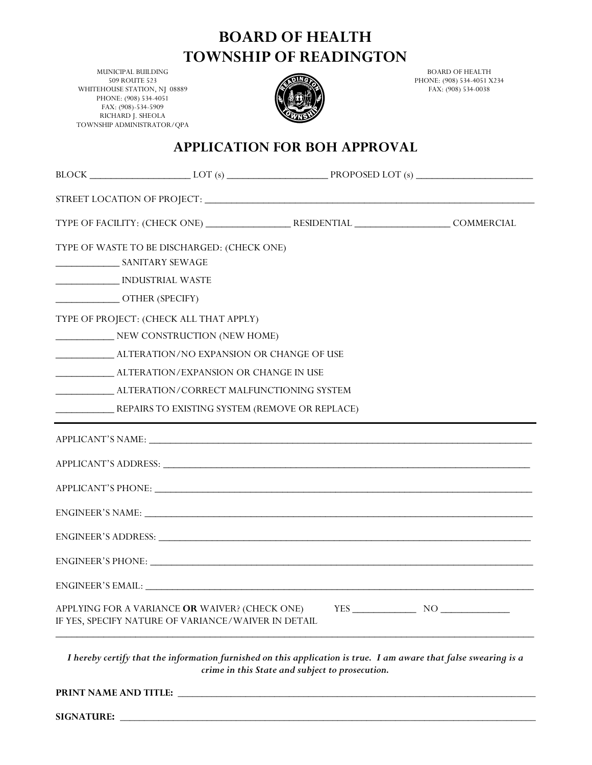# BOARD OF HEALTH
# TOWNSHIP OF READINGTON

MUNICIPAL BUILDING
509 ROUTE 523
WHITEHOUSE STATION, NJ 08889
PHONE: (908) 534-4051
FAX: (908)-534-5909
RICHARD J. SHEOLA
TOWNSHIP ADMINISTRATOR/QPA

BOARD OF HEALTH
PHONE: (908) 534-4051 X234
FAX: (908) 534-0038

## APPLICATION FOR BOH APPROVAL

BLOCK ____________________ LOT (s) ____________________ PROPOSED LOT (s) ________________________

STREET LOCATION OF PROJECT: ____________________________________________________________________

TYPE OF FACILITY: (CHECK ONE) _________________ RESIDENTIAL ___________________ COMMERCIAL

TYPE OF WASTE TO BE DISCHARGED: (CHECK ONE)

_____________ SANITARY SEWAGE

_____________ INDUSTRIAL WASTE

_____________ OTHER (SPECIFY)

TYPE OF PROJECT: (CHECK ALL THAT APPLY)

____________ NEW CONSTRUCTION (NEW HOME)

____________ ALTERATION/NO EXPANSION OR CHANGE OF USE

____________ ALTERATION/EXPANSION OR CHANGE IN USE

____________ ALTERATION/CORRECT MALFUNCTIONING SYSTEM

____________ REPAIRS TO EXISTING SYSTEM (REMOVE OR REPLACE)

---

APPLICANT'S NAME: ____________________________________________________________________________

APPLICANT'S ADDRESS: _________________________________________________________________________

APPLICANT'S PHONE: ___________________________________________________________________________

ENGINEER'S NAME: _____________________________________________________________________________

ENGINEER'S ADDRESS: __________________________________________________________________________

ENGINEER'S PHONE: ____________________________________________________________________________

ENGINEER'S EMAIL: ____________________________________________________________________________

APPLYING FOR A VARIANCE **OR** WAIVER? (CHECK ONE) YES _____________ NO ______________
IF YES, SPECIFY NATURE OF VARIANCE/WAIVER IN DETAIL

______________________________________________________________________________________________

***I hereby certify that the information furnished on this application is true. I am aware that false swearing is a crime in this State and subject to prosecution.***

**PRINT NAME AND TITLE:** __________________________________________________________________________

**SIGNATURE:** _________________________________________________________________________________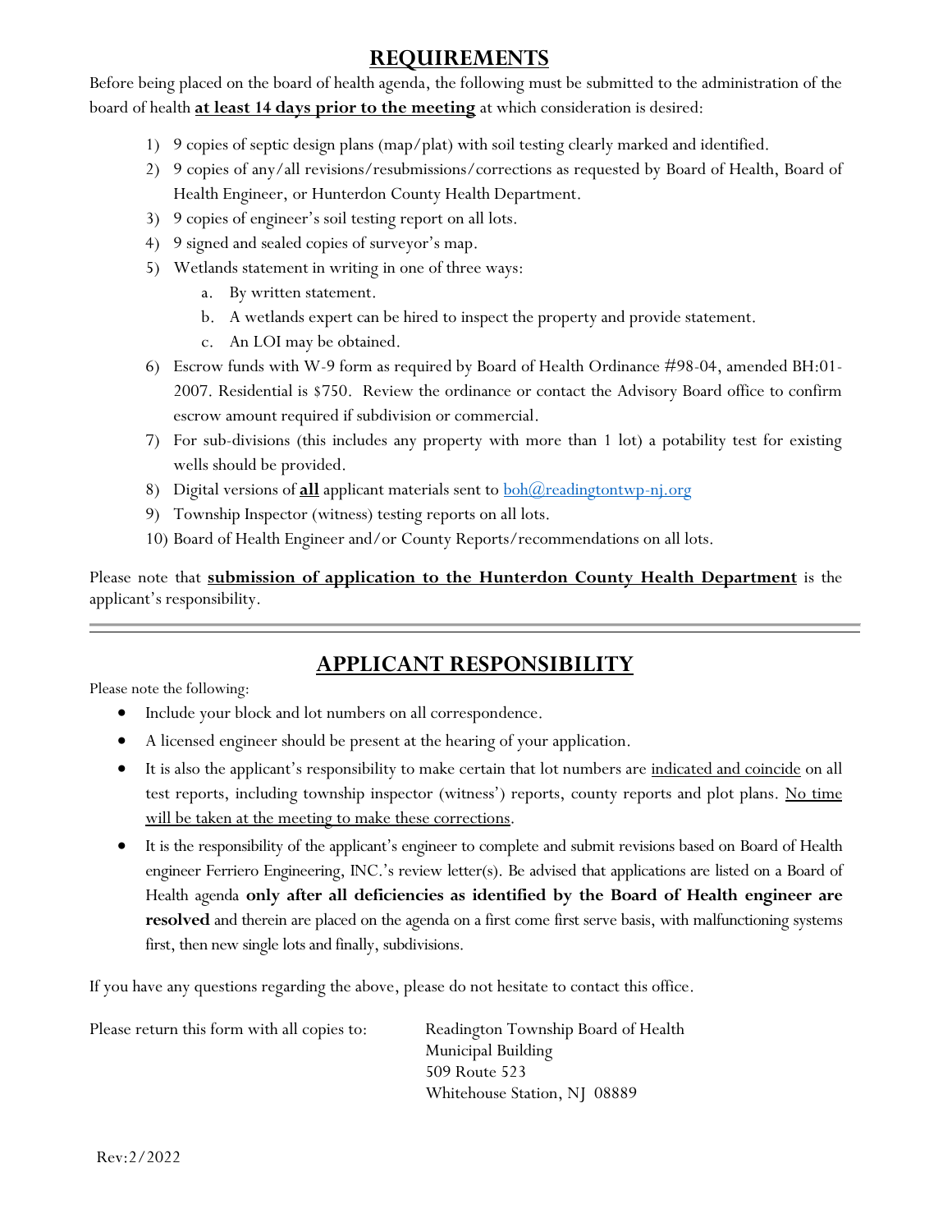## REQUIREMENTS

Before being placed on the board of health agenda, the following must be submitted to the administration of the board of health **at least 14 days prior to the meeting** at which consideration is desired:

1) 9 copies of septic design plans (map/plat) with soil testing clearly marked and identified.
2) 9 copies of any/all revisions/resubmissions/corrections as requested by Board of Health, Board of Health Engineer, or Hunterdon County Health Department.
3) 9 copies of engineer's soil testing report on all lots.
4) 9 signed and sealed copies of surveyor's map.
5) Wetlands statement in writing in one of three ways:
   a. By written statement.
   b. A wetlands expert can be hired to inspect the property and provide statement.
   c. An LOI may be obtained.
6) Escrow funds with W-9 form as required by Board of Health Ordinance #98-04, amended BH:01-2007. Residential is $750. Review the ordinance or contact the Advisory Board office to confirm escrow amount required if subdivision or commercial.
7) For sub-divisions (this includes any property with more than 1 lot) a potability test for existing wells should be provided.
8) Digital versions of **all** applicant materials sent to boh@readingtontwp-nj.org
9) Township Inspector (witness) testing reports on all lots.
10) Board of Health Engineer and/or County Reports/recommendations on all lots.

Please note that **submission of application to the Hunterdon County Health Department** is the applicant's responsibility.

---

## APPLICANT RESPONSIBILITY

Please note the following:

- Include your block and lot numbers on all correspondence.
- A licensed engineer should be present at the hearing of your application.
- It is also the applicant's responsibility to make certain that lot numbers are indicated and coincide on all test reports, including township inspector (witness') reports, county reports and plot plans. No time will be taken at the meeting to make these corrections.
- It is the responsibility of the applicant's engineer to complete and submit revisions based on Board of Health engineer Ferriero Engineering, INC.'s review letter(s). Be advised that applications are listed on a Board of Health agenda **only after all deficiencies as identified by the Board of Health engineer are resolved** and therein are placed on the agenda on a first come first serve basis, with malfunctioning systems first, then new single lots and finally, subdivisions.

If you have any questions regarding the above, please do not hesitate to contact this office.

Please return this form with all copies to:

Readington Township Board of Health
Municipal Building
509 Route 523
Whitehouse Station, NJ 08889

Rev:2/2022